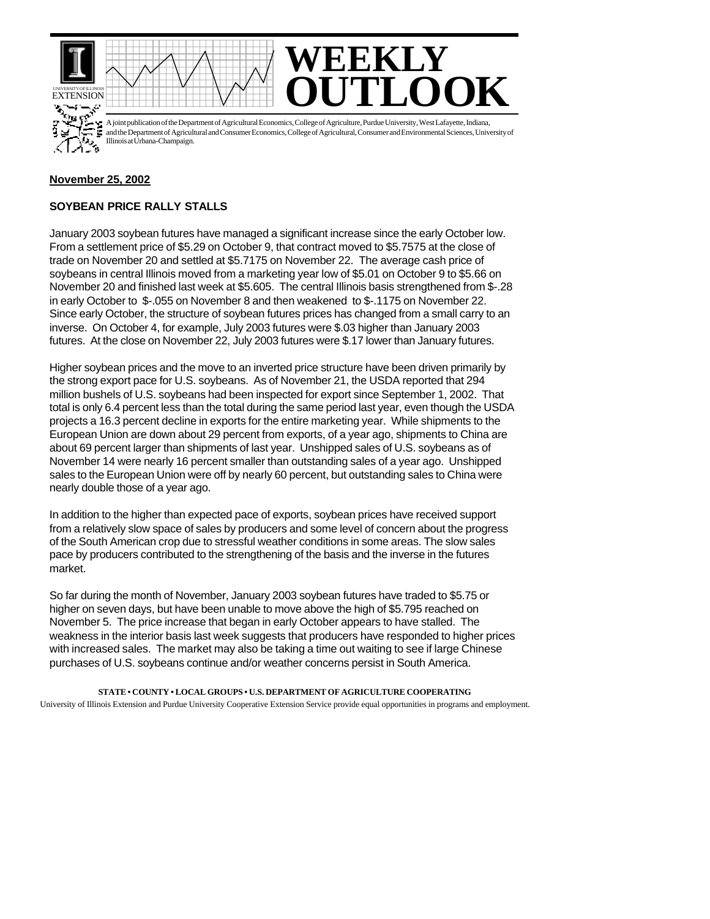# WEEKLY OUTLOOK

A joint publication of the Department of Agricultural Economics, College of Agriculture, Purdue University, West Lafayette, Indiana, and the Department of Agricultural and Consumer Economics, College of Agricultural, Consumer and Environmental Sciences, University of Illinois at Urbana-Champaign.

**November 25, 2002**

## SOYBEAN PRICE RALLY STALLS

January 2003 soybean futures have managed a significant increase since the early October low. From a settlement price of $5.29 on October 9, that contract moved to $5.7575 at the close of trade on November 20 and settled at $5.7175 on November 22. The average cash price of soybeans in central Illinois moved from a marketing year low of $5.01 on October 9 to $5.66 on November 20 and finished last week at $5.605. The central Illinois basis strengthened from $-.28 in early October to $-.055 on November 8 and then weakened to $-.1175 on November 22. Since early October, the structure of soybean futures prices has changed from a small carry to an inverse. On October 4, for example, July 2003 futures were $.03 higher than January 2003 futures. At the close on November 22, July 2003 futures were $.17 lower than January futures.

Higher soybean prices and the move to an inverted price structure have been driven primarily by the strong export pace for U.S. soybeans. As of November 21, the USDA reported that 294 million bushels of U.S. soybeans had been inspected for export since September 1, 2002. That total is only 6.4 percent less than the total during the same period last year, even though the USDA projects a 16.3 percent decline in exports for the entire marketing year. While shipments to the European Union are down about 29 percent from exports, of a year ago, shipments to China are about 69 percent larger than shipments of last year. Unshipped sales of U.S. soybeans as of November 14 were nearly 16 percent smaller than outstanding sales of a year ago. Unshipped sales to the European Union were off by nearly 60 percent, but outstanding sales to China were nearly double those of a year ago.

In addition to the higher than expected pace of exports, soybean prices have received support from a relatively slow space of sales by producers and some level of concern about the progress of the South American crop due to stressful weather conditions in some areas. The slow sales pace by producers contributed to the strengthening of the basis and the inverse in the futures market.

So far during the month of November, January 2003 soybean futures have traded to $5.75 or higher on seven days, but have been unable to move above the high of $5.795 reached on November 5. The price increase that began in early October appears to have stalled. The weakness in the interior basis last week suggests that producers have responded to higher prices with increased sales. The market may also be taking a time out waiting to see if large Chinese purchases of U.S. soybeans continue and/or weather concerns persist in South America.

**STATE • COUNTY • LOCAL GROUPS • U.S. DEPARTMENT OF AGRICULTURE COOPERATING**

University of Illinois Extension and Purdue University Cooperative Extension Service provide equal opportunities in programs and employment.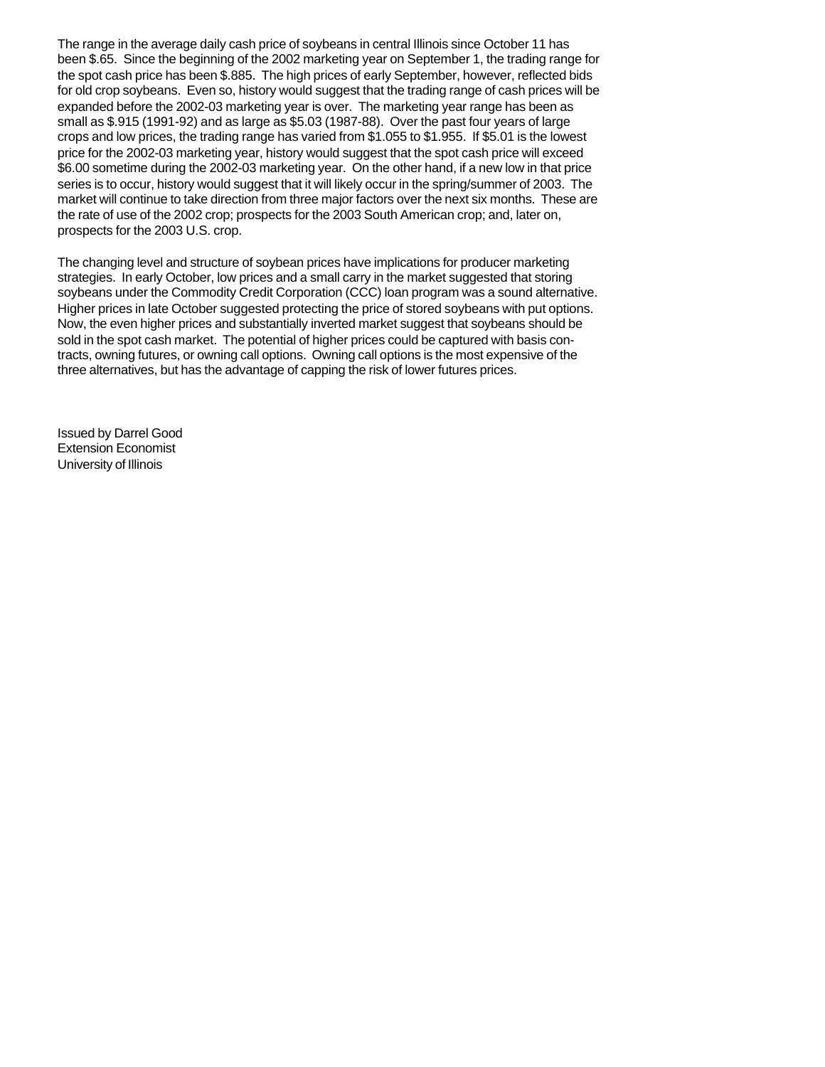The range in the average daily cash price of soybeans in central Illinois since October 11 has been $.65. Since the beginning of the 2002 marketing year on September 1, the trading range for the spot cash price has been $.885. The high prices of early September, however, reflected bids for old crop soybeans. Even so, history would suggest that the trading range of cash prices will be expanded before the 2002-03 marketing year is over. The marketing year range has been as small as $.915 (1991-92) and as large as $5.03 (1987-88). Over the past four years of large crops and low prices, the trading range has varied from $1.055 to $1.955. If $5.01 is the lowest price for the 2002-03 marketing year, history would suggest that the spot cash price will exceed $6.00 sometime during the 2002-03 marketing year. On the other hand, if a new low in that price series is to occur, history would suggest that it will likely occur in the spring/summer of 2003. The market will continue to take direction from three major factors over the next six months. These are the rate of use of the 2002 crop; prospects for the 2003 South American crop; and, later on, prospects for the 2003 U.S. crop.

The changing level and structure of soybean prices have implications for producer marketing strategies. In early October, low prices and a small carry in the market suggested that storing soybeans under the Commodity Credit Corporation (CCC) loan program was a sound alternative. Higher prices in late October suggested protecting the price of stored soybeans with put options. Now, the even higher prices and substantially inverted market suggest that soybeans should be sold in the spot cash market. The potential of higher prices could be captured with basis contracts, owning futures, or owning call options. Owning call options is the most expensive of the three alternatives, but has the advantage of capping the risk of lower futures prices.

Issued by Darrel Good
Extension Economist
University of Illinois